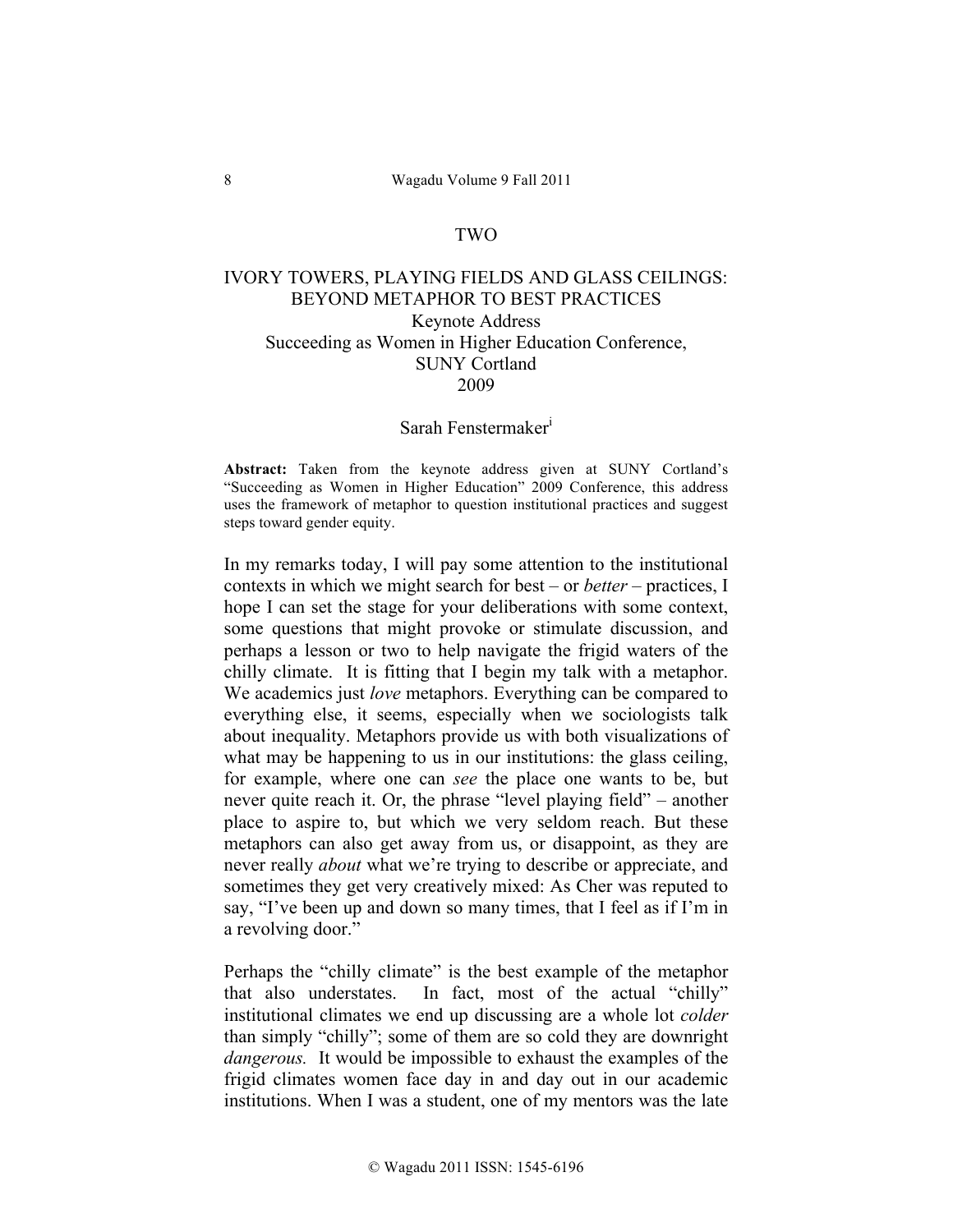## TWO

# IVORY TOWERS, PLAYING FIELDS AND GLASS CEILINGS: BEYOND METAPHOR TO BEST PRACTICES

Keynote Address
Succeeding as Women in Higher Education Conference,
SUNY Cortland
2009

Sarah Fenstermaker[i]

**Abstract:** Taken from the keynote address given at SUNY Cortland's "Succeeding as Women in Higher Education" 2009 Conference, this address uses the framework of metaphor to question institutional practices and suggest steps toward gender equity.

In my remarks today, I will pay some attention to the institutional contexts in which we might search for best – or *better* – practices, I hope I can set the stage for your deliberations with some context, some questions that might provoke or stimulate discussion, and perhaps a lesson or two to help navigate the frigid waters of the chilly climate. It is fitting that I begin my talk with a metaphor. We academics just *love* metaphors. Everything can be compared to everything else, it seems, especially when we sociologists talk about inequality. Metaphors provide us with both visualizations of what may be happening to us in our institutions: the glass ceiling, for example, where one can *see* the place one wants to be, but never quite reach it. Or, the phrase "level playing field" – another place to aspire to, but which we very seldom reach. But these metaphors can also get away from us, or disappoint, as they are never really *about* what we're trying to describe or appreciate, and sometimes they get very creatively mixed: As Cher was reputed to say, "I've been up and down so many times, that I feel as if I'm in a revolving door."

Perhaps the "chilly climate" is the best example of the metaphor that also understates. In fact, most of the actual "chilly" institutional climates we end up discussing are a whole lot *colder* than simply "chilly"; some of them are so cold they are downright *dangerous.* It would be impossible to exhaust the examples of the frigid climates women face day in and day out in our academic institutions. When I was a student, one of my mentors was the late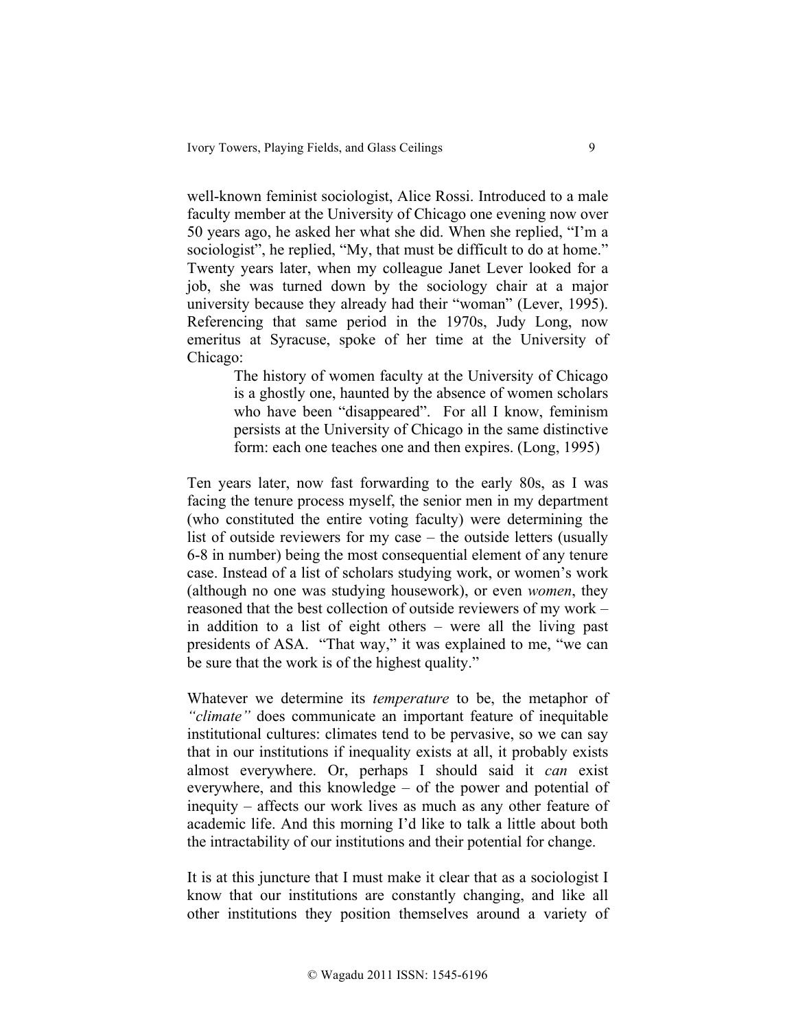well-known feminist sociologist, Alice Rossi. Introduced to a male faculty member at the University of Chicago one evening now over 50 years ago, he asked her what she did. When she replied, "I'm a sociologist", he replied, "My, that must be difficult to do at home." Twenty years later, when my colleague Janet Lever looked for a job, she was turned down by the sociology chair at a major university because they already had their "woman" (Lever, 1995). Referencing that same period in the 1970s, Judy Long, now emeritus at Syracuse, spoke of her time at the University of Chicago:

> The history of women faculty at the University of Chicago is a ghostly one, haunted by the absence of women scholars who have been "disappeared". For all I know, feminism persists at the University of Chicago in the same distinctive form: each one teaches one and then expires. (Long, 1995)

Ten years later, now fast forwarding to the early 80s, as I was facing the tenure process myself, the senior men in my department (who constituted the entire voting faculty) were determining the list of outside reviewers for my case – the outside letters (usually 6-8 in number) being the most consequential element of any tenure case. Instead of a list of scholars studying work, or women's work (although no one was studying housework), or even *women*, they reasoned that the best collection of outside reviewers of my work – in addition to a list of eight others – were all the living past presidents of ASA. "That way," it was explained to me, "we can be sure that the work is of the highest quality."

Whatever we determine its *temperature* to be, the metaphor of *"climate"* does communicate an important feature of inequitable institutional cultures: climates tend to be pervasive, so we can say that in our institutions if inequality exists at all, it probably exists almost everywhere. Or, perhaps I should said it *can* exist everywhere, and this knowledge – of the power and potential of inequity – affects our work lives as much as any other feature of academic life. And this morning I'd like to talk a little about both the intractability of our institutions and their potential for change.

It is at this juncture that I must make it clear that as a sociologist I know that our institutions are constantly changing, and like all other institutions they position themselves around a variety of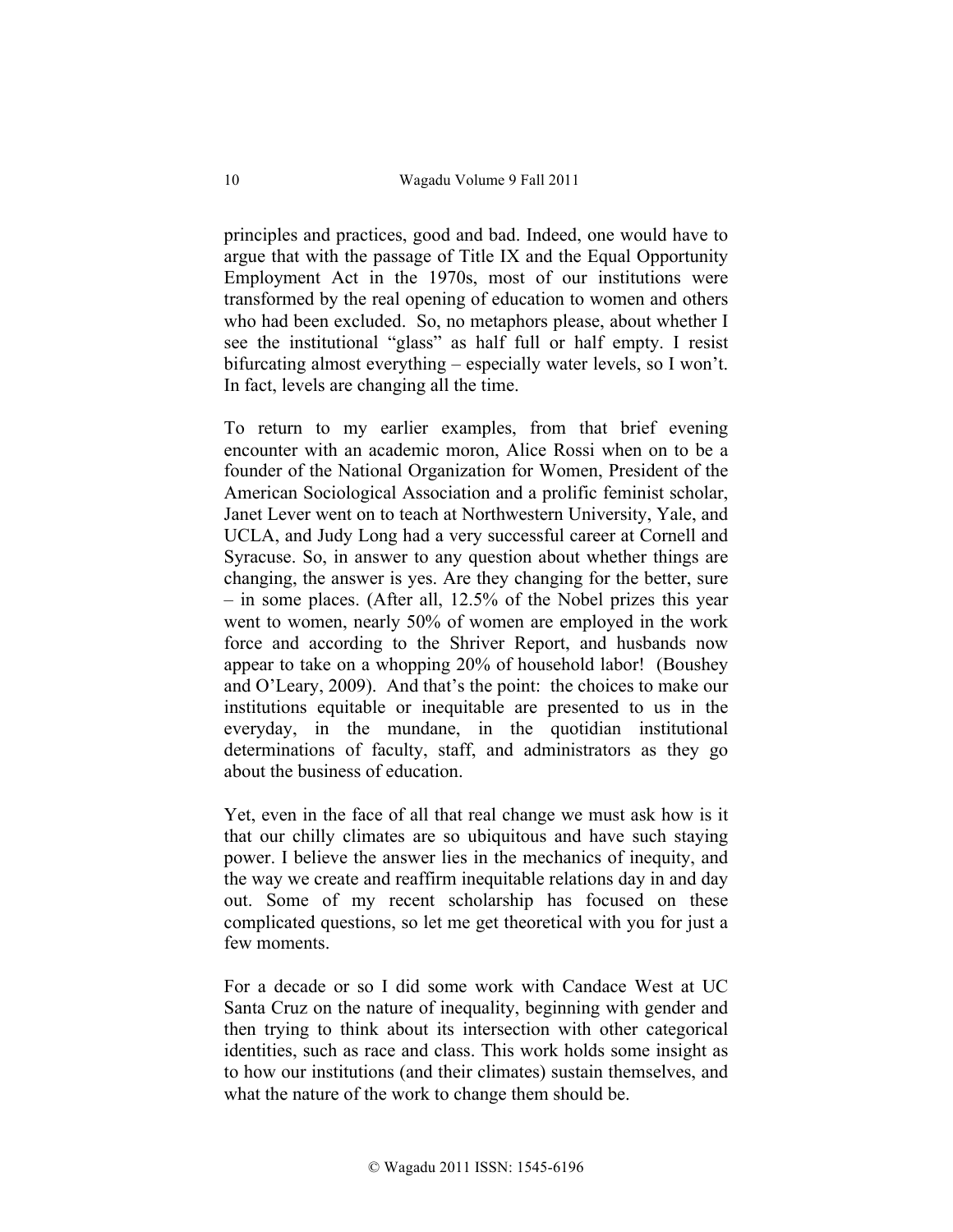principles and practices, good and bad. Indeed, one would have to argue that with the passage of Title IX and the Equal Opportunity Employment Act in the 1970s, most of our institutions were transformed by the real opening of education to women and others who had been excluded. So, no metaphors please, about whether I see the institutional "glass" as half full or half empty. I resist bifurcating almost everything – especially water levels, so I won't. In fact, levels are changing all the time.

To return to my earlier examples, from that brief evening encounter with an academic moron, Alice Rossi when on to be a founder of the National Organization for Women, President of the American Sociological Association and a prolific feminist scholar, Janet Lever went on to teach at Northwestern University, Yale, and UCLA, and Judy Long had a very successful career at Cornell and Syracuse. So, in answer to any question about whether things are changing, the answer is yes. Are they changing for the better, sure – in some places. (After all, 12.5% of the Nobel prizes this year went to women, nearly 50% of women are employed in the work force and according to the Shriver Report, and husbands now appear to take on a whopping 20% of household labor! (Boushey and O'Leary, 2009). And that's the point: the choices to make our institutions equitable or inequitable are presented to us in the everyday, in the mundane, in the quotidian institutional determinations of faculty, staff, and administrators as they go about the business of education.

Yet, even in the face of all that real change we must ask how is it that our chilly climates are so ubiquitous and have such staying power. I believe the answer lies in the mechanics of inequity, and the way we create and reaffirm inequitable relations day in and day out. Some of my recent scholarship has focused on these complicated questions, so let me get theoretical with you for just a few moments.

For a decade or so I did some work with Candace West at UC Santa Cruz on the nature of inequality, beginning with gender and then trying to think about its intersection with other categorical identities, such as race and class. This work holds some insight as to how our institutions (and their climates) sustain themselves, and what the nature of the work to change them should be.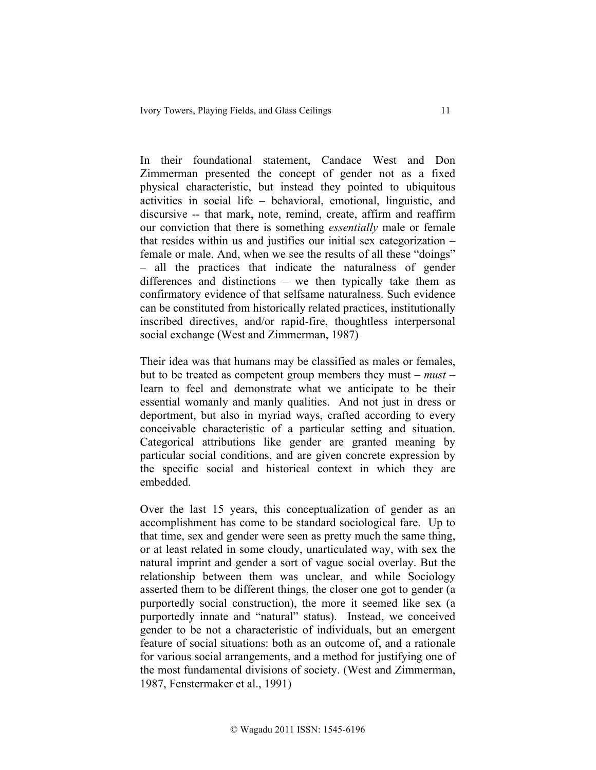In their foundational statement, Candace West and Don Zimmerman presented the concept of gender not as a fixed physical characteristic, but instead they pointed to ubiquitous activities in social life – behavioral, emotional, linguistic, and discursive -- that mark, note, remind, create, affirm and reaffirm our conviction that there is something *essentially* male or female that resides within us and justifies our initial sex categorization – female or male. And, when we see the results of all these "doings" – all the practices that indicate the naturalness of gender differences and distinctions – we then typically take them as confirmatory evidence of that selfsame naturalness. Such evidence can be constituted from historically related practices, institutionally inscribed directives, and/or rapid-fire, thoughtless interpersonal social exchange (West and Zimmerman, 1987)

Their idea was that humans may be classified as males or females, but to be treated as competent group members they must – *must* – learn to feel and demonstrate what we anticipate to be their essential womanly and manly qualities. And not just in dress or deportment, but also in myriad ways, crafted according to every conceivable characteristic of a particular setting and situation. Categorical attributions like gender are granted meaning by particular social conditions, and are given concrete expression by the specific social and historical context in which they are embedded.

Over the last 15 years, this conceptualization of gender as an accomplishment has come to be standard sociological fare. Up to that time, sex and gender were seen as pretty much the same thing, or at least related in some cloudy, unarticulated way, with sex the natural imprint and gender a sort of vague social overlay. But the relationship between them was unclear, and while Sociology asserted them to be different things, the closer one got to gender (a purportedly social construction), the more it seemed like sex (a purportedly innate and "natural" status). Instead, we conceived gender to be not a characteristic of individuals, but an emergent feature of social situations: both as an outcome of, and a rationale for various social arrangements, and a method for justifying one of the most fundamental divisions of society. (West and Zimmerman, 1987, Fenstermaker et al., 1991)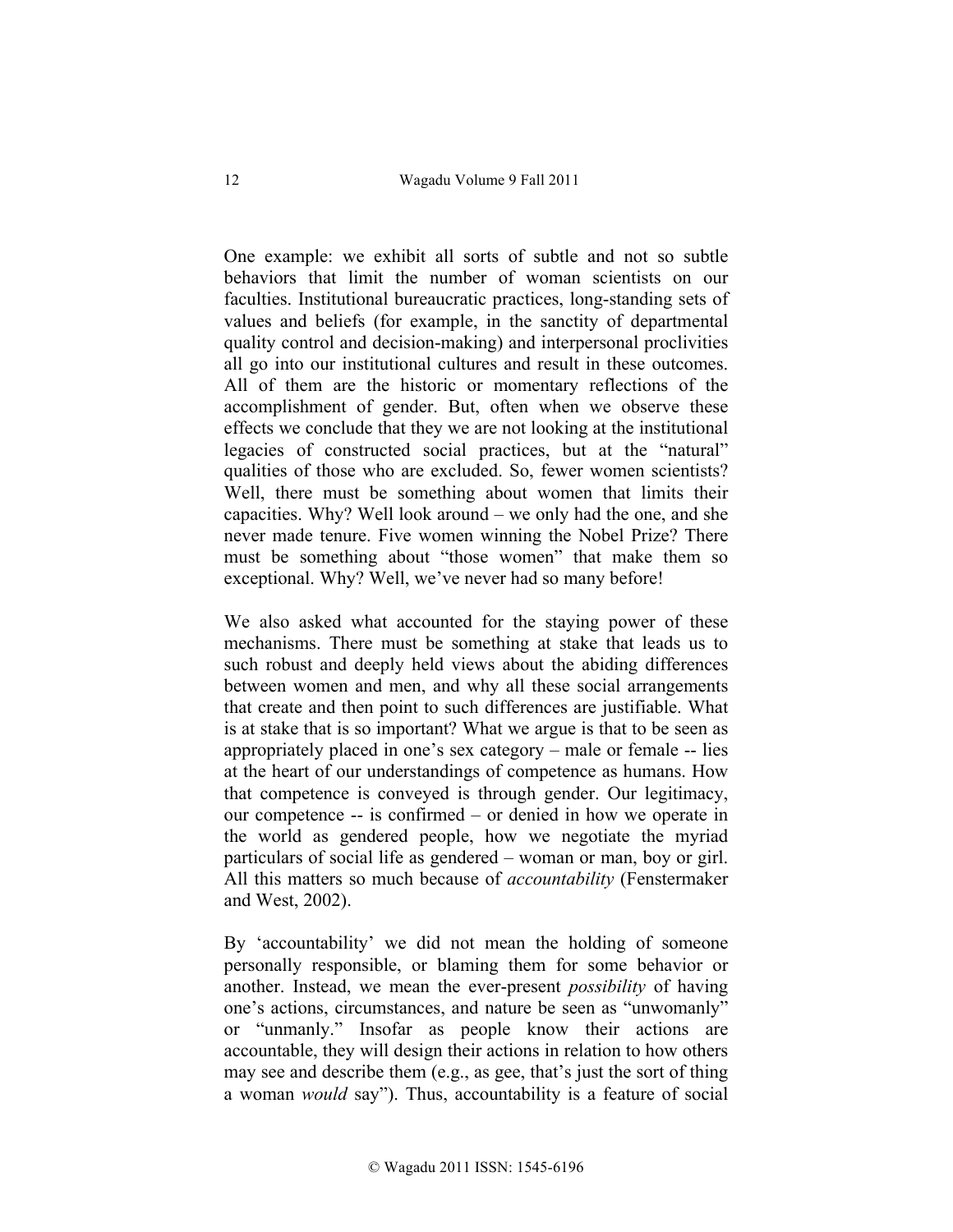One example: we exhibit all sorts of subtle and not so subtle behaviors that limit the number of woman scientists on our faculties. Institutional bureaucratic practices, long-standing sets of values and beliefs (for example, in the sanctity of departmental quality control and decision-making) and interpersonal proclivities all go into our institutional cultures and result in these outcomes. All of them are the historic or momentary reflections of the accomplishment of gender. But, often when we observe these effects we conclude that they we are not looking at the institutional legacies of constructed social practices, but at the "natural" qualities of those who are excluded. So, fewer women scientists? Well, there must be something about women that limits their capacities. Why? Well look around – we only had the one, and she never made tenure. Five women winning the Nobel Prize? There must be something about "those women" that make them so exceptional. Why? Well, we've never had so many before!

We also asked what accounted for the staying power of these mechanisms. There must be something at stake that leads us to such robust and deeply held views about the abiding differences between women and men, and why all these social arrangements that create and then point to such differences are justifiable. What is at stake that is so important? What we argue is that to be seen as appropriately placed in one's sex category – male or female -- lies at the heart of our understandings of competence as humans. How that competence is conveyed is through gender. Our legitimacy, our competence -- is confirmed – or denied in how we operate in the world as gendered people, how we negotiate the myriad particulars of social life as gendered – woman or man, boy or girl. All this matters so much because of *accountability* (Fenstermaker and West, 2002).

By 'accountability' we did not mean the holding of someone personally responsible, or blaming them for some behavior or another. Instead, we mean the ever-present *possibility* of having one's actions, circumstances, and nature be seen as "unwomanly" or "unmanly." Insofar as people know their actions are accountable, they will design their actions in relation to how others may see and describe them (e.g., as gee, that's just the sort of thing a woman *would* say"). Thus, accountability is a feature of social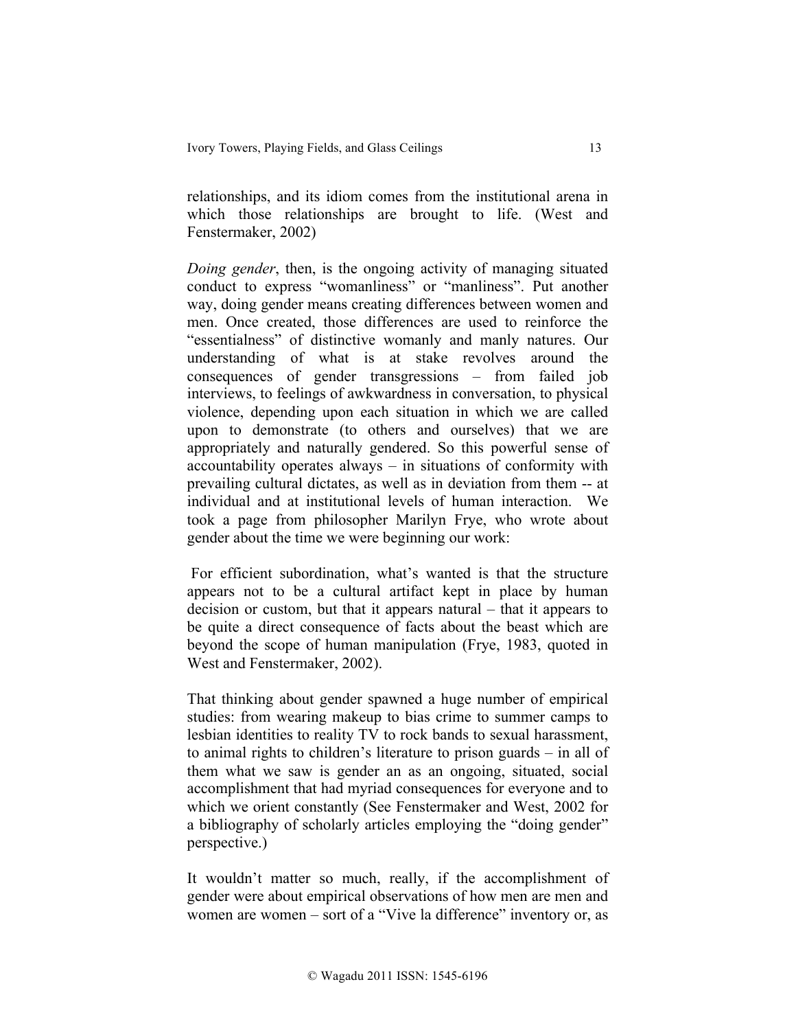relationships, and its idiom comes from the institutional arena in which those relationships are brought to life. (West and Fenstermaker, 2002)

*Doing gender*, then, is the ongoing activity of managing situated conduct to express "womanliness" or "manliness". Put another way, doing gender means creating differences between women and men. Once created, those differences are used to reinforce the "essentialness" of distinctive womanly and manly natures. Our understanding of what is at stake revolves around the consequences of gender transgressions – from failed job interviews, to feelings of awkwardness in conversation, to physical violence, depending upon each situation in which we are called upon to demonstrate (to others and ourselves) that we are appropriately and naturally gendered. So this powerful sense of accountability operates always – in situations of conformity with prevailing cultural dictates, as well as in deviation from them -- at individual and at institutional levels of human interaction. We took a page from philosopher Marilyn Frye, who wrote about gender about the time we were beginning our work:

For efficient subordination, what's wanted is that the structure appears not to be a cultural artifact kept in place by human decision or custom, but that it appears natural – that it appears to be quite a direct consequence of facts about the beast which are beyond the scope of human manipulation (Frye, 1983, quoted in West and Fenstermaker, 2002).

That thinking about gender spawned a huge number of empirical studies: from wearing makeup to bias crime to summer camps to lesbian identities to reality TV to rock bands to sexual harassment, to animal rights to children's literature to prison guards – in all of them what we saw is gender an as an ongoing, situated, social accomplishment that had myriad consequences for everyone and to which we orient constantly (See Fenstermaker and West, 2002 for a bibliography of scholarly articles employing the "doing gender" perspective.)

It wouldn't matter so much, really, if the accomplishment of gender were about empirical observations of how men are men and women are women – sort of a "Vive la difference" inventory or, as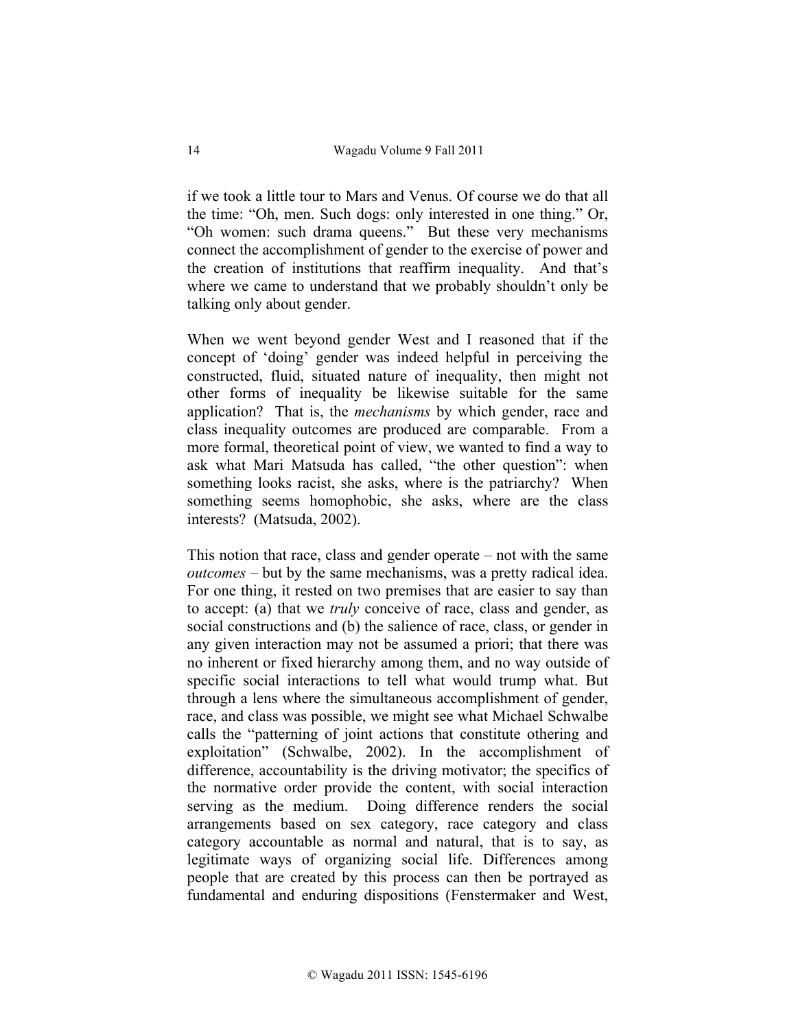if we took a little tour to Mars and Venus. Of course we do that all the time: "Oh, men. Such dogs: only interested in one thing." Or, "Oh women: such drama queens." But these very mechanisms connect the accomplishment of gender to the exercise of power and the creation of institutions that reaffirm inequality. And that's where we came to understand that we probably shouldn't only be talking only about gender.

When we went beyond gender West and I reasoned that if the concept of 'doing' gender was indeed helpful in perceiving the constructed, fluid, situated nature of inequality, then might not other forms of inequality be likewise suitable for the same application? That is, the *mechanisms* by which gender, race and class inequality outcomes are produced are comparable. From a more formal, theoretical point of view, we wanted to find a way to ask what Mari Matsuda has called, "the other question": when something looks racist, she asks, where is the patriarchy? When something seems homophobic, she asks, where are the class interests? (Matsuda, 2002).

This notion that race, class and gender operate – not with the same *outcomes* – but by the same mechanisms, was a pretty radical idea. For one thing, it rested on two premises that are easier to say than to accept: (a) that we *truly* conceive of race, class and gender, as social constructions and (b) the salience of race, class, or gender in any given interaction may not be assumed a priori; that there was no inherent or fixed hierarchy among them, and no way outside of specific social interactions to tell what would trump what. But through a lens where the simultaneous accomplishment of gender, race, and class was possible, we might see what Michael Schwalbe calls the "patterning of joint actions that constitute othering and exploitation" (Schwalbe, 2002). In the accomplishment of difference, accountability is the driving motivator; the specifics of the normative order provide the content, with social interaction serving as the medium. Doing difference renders the social arrangements based on sex category, race category and class category accountable as normal and natural, that is to say, as legitimate ways of organizing social life. Differences among people that are created by this process can then be portrayed as fundamental and enduring dispositions (Fenstermaker and West,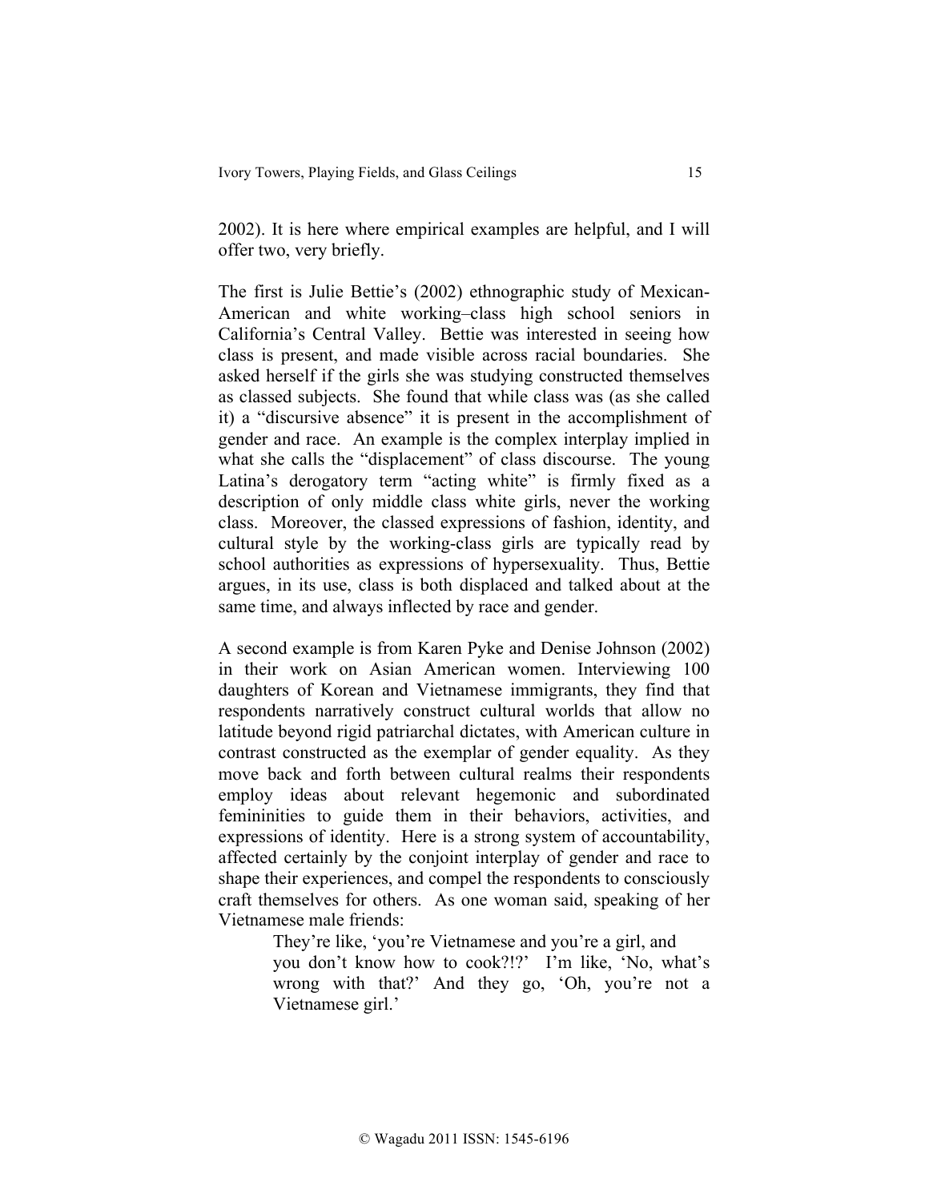2002). It is here where empirical examples are helpful, and I will offer two, very briefly.

The first is Julie Bettie's (2002) ethnographic study of Mexican-American and white working–class high school seniors in California's Central Valley. Bettie was interested in seeing how class is present, and made visible across racial boundaries. She asked herself if the girls she was studying constructed themselves as classed subjects. She found that while class was (as she called it) a "discursive absence" it is present in the accomplishment of gender and race. An example is the complex interplay implied in what she calls the "displacement" of class discourse. The young Latina's derogatory term "acting white" is firmly fixed as a description of only middle class white girls, never the working class. Moreover, the classed expressions of fashion, identity, and cultural style by the working-class girls are typically read by school authorities as expressions of hypersexuality. Thus, Bettie argues, in its use, class is both displaced and talked about at the same time, and always inflected by race and gender.

A second example is from Karen Pyke and Denise Johnson (2002) in their work on Asian American women. Interviewing 100 daughters of Korean and Vietnamese immigrants, they find that respondents narratively construct cultural worlds that allow no latitude beyond rigid patriarchal dictates, with American culture in contrast constructed as the exemplar of gender equality. As they move back and forth between cultural realms their respondents employ ideas about relevant hegemonic and subordinated femininities to guide them in their behaviors, activities, and expressions of identity. Here is a strong system of accountability, affected certainly by the conjoint interplay of gender and race to shape their experiences, and compel the respondents to consciously craft themselves for others. As one woman said, speaking of her Vietnamese male friends:

> They're like, 'you're Vietnamese and you're a girl, and you don't know how to cook?!?' I'm like, 'No, what's wrong with that?' And they go, 'Oh, you're not a Vietnamese girl.'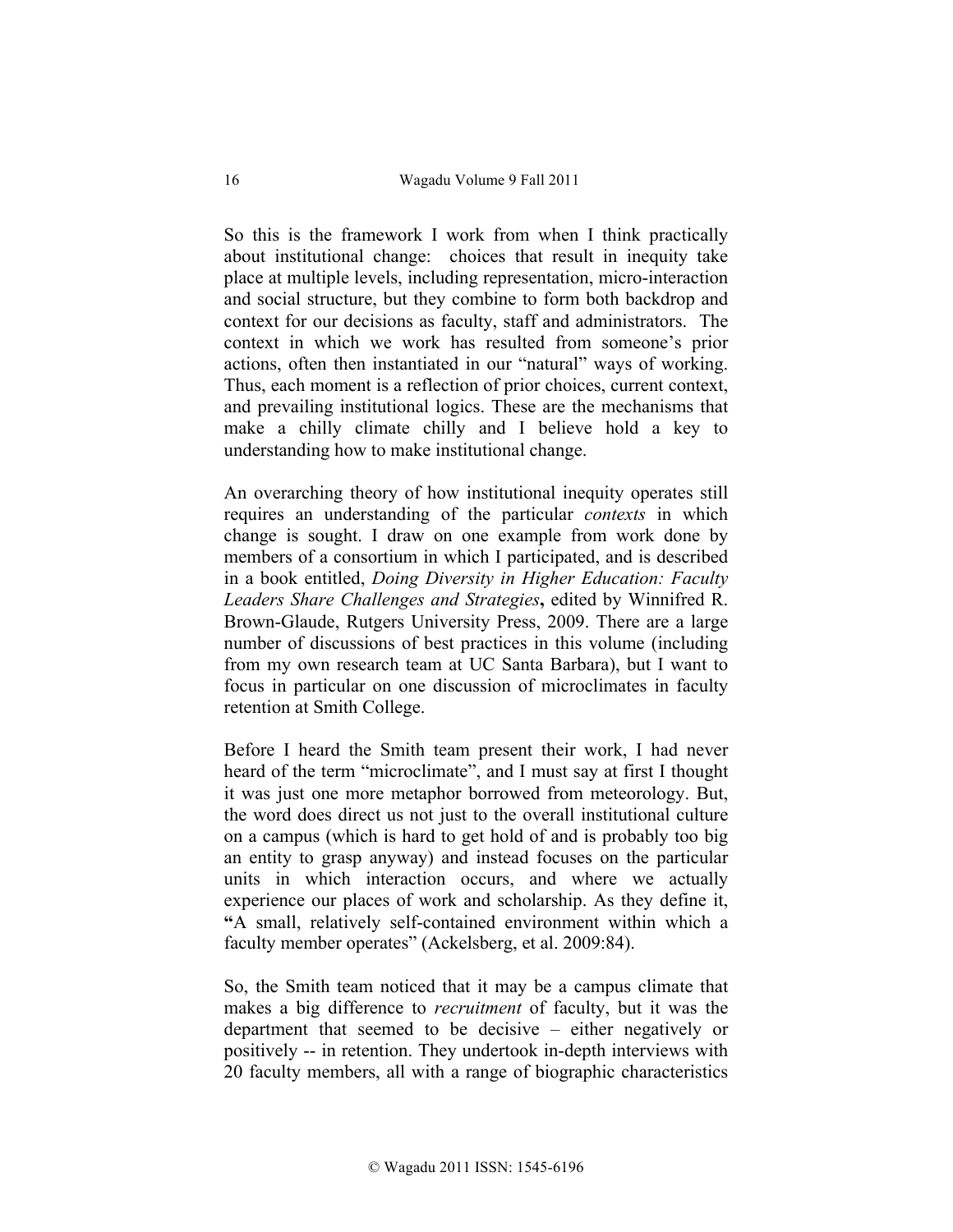So this is the framework I work from when I think practically about institutional change: choices that result in inequity take place at multiple levels, including representation, micro-interaction and social structure, but they combine to form both backdrop and context for our decisions as faculty, staff and administrators. The context in which we work has resulted from someone's prior actions, often then instantiated in our "natural" ways of working. Thus, each moment is a reflection of prior choices, current context, and prevailing institutional logics. These are the mechanisms that make a chilly climate chilly and I believe hold a key to understanding how to make institutional change.

An overarching theory of how institutional inequity operates still requires an understanding of the particular *contexts* in which change is sought. I draw on one example from work done by members of a consortium in which I participated, and is described in a book entitled, *Doing Diversity in Higher Education: Faculty Leaders Share Challenges and Strategies***,** edited by Winnifred R. Brown-Glaude, Rutgers University Press, 2009. There are a large number of discussions of best practices in this volume (including from my own research team at UC Santa Barbara), but I want to focus in particular on one discussion of microclimates in faculty retention at Smith College.

Before I heard the Smith team present their work, I had never heard of the term "microclimate", and I must say at first I thought it was just one more metaphor borrowed from meteorology. But, the word does direct us not just to the overall institutional culture on a campus (which is hard to get hold of and is probably too big an entity to grasp anyway) and instead focuses on the particular units in which interaction occurs, and where we actually experience our places of work and scholarship. As they define it, **"**A small, relatively self-contained environment within which a faculty member operates" (Ackelsberg, et al. 2009:84).

So, the Smith team noticed that it may be a campus climate that makes a big difference to *recruitment* of faculty, but it was the department that seemed to be decisive – either negatively or positively -- in retention. They undertook in-depth interviews with 20 faculty members, all with a range of biographic characteristics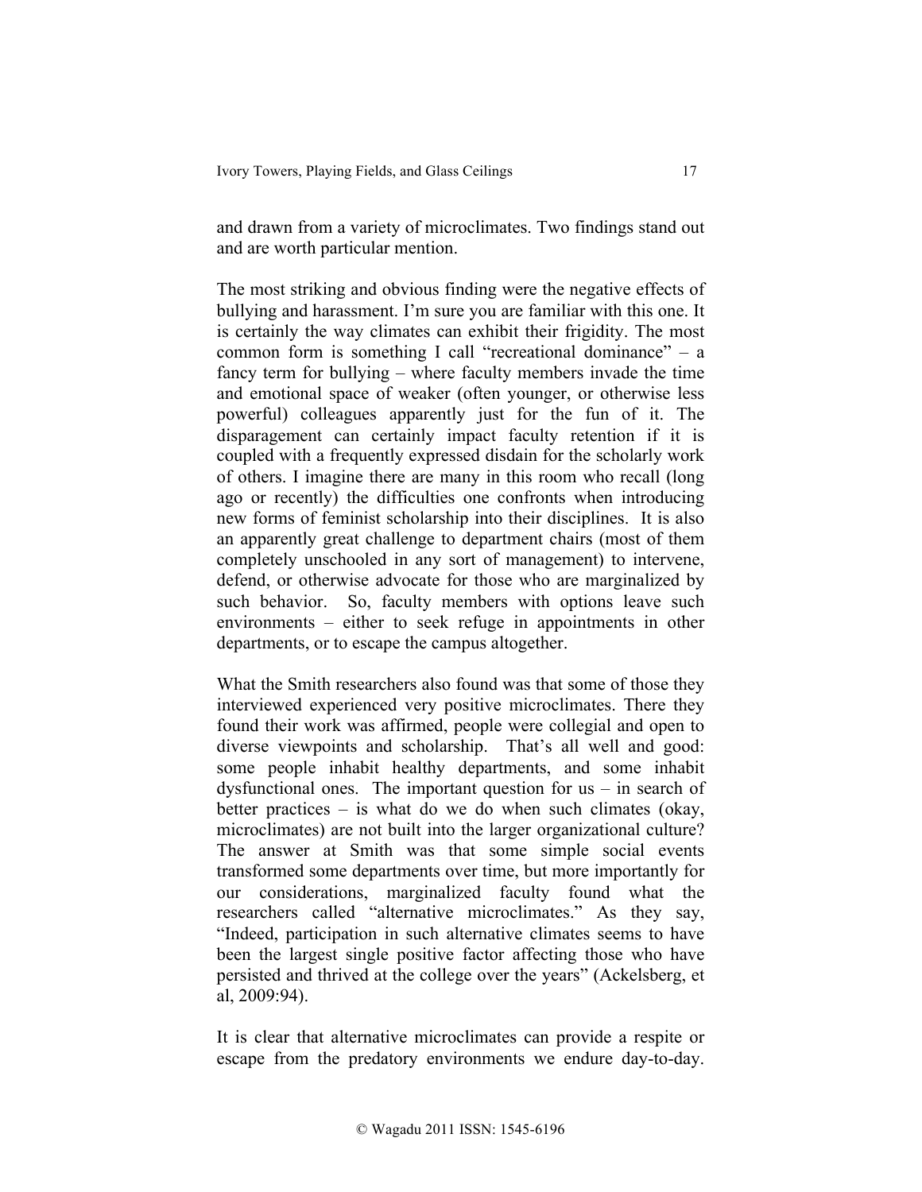and drawn from a variety of microclimates. Two findings stand out and are worth particular mention.

The most striking and obvious finding were the negative effects of bullying and harassment. I'm sure you are familiar with this one. It is certainly the way climates can exhibit their frigidity. The most common form is something I call "recreational dominance" – a fancy term for bullying – where faculty members invade the time and emotional space of weaker (often younger, or otherwise less powerful) colleagues apparently just for the fun of it. The disparagement can certainly impact faculty retention if it is coupled with a frequently expressed disdain for the scholarly work of others. I imagine there are many in this room who recall (long ago or recently) the difficulties one confronts when introducing new forms of feminist scholarship into their disciplines. It is also an apparently great challenge to department chairs (most of them completely unschooled in any sort of management) to intervene, defend, or otherwise advocate for those who are marginalized by such behavior. So, faculty members with options leave such environments – either to seek refuge in appointments in other departments, or to escape the campus altogether.

What the Smith researchers also found was that some of those they interviewed experienced very positive microclimates. There they found their work was affirmed, people were collegial and open to diverse viewpoints and scholarship. That's all well and good: some people inhabit healthy departments, and some inhabit dysfunctional ones. The important question for us – in search of better practices – is what do we do when such climates (okay, microclimates) are not built into the larger organizational culture? The answer at Smith was that some simple social events transformed some departments over time, but more importantly for our considerations, marginalized faculty found what the researchers called "alternative microclimates." As they say, "Indeed, participation in such alternative climates seems to have been the largest single positive factor affecting those who have persisted and thrived at the college over the years" (Ackelsberg, et al, 2009:94).

It is clear that alternative microclimates can provide a respite or escape from the predatory environments we endure day-to-day.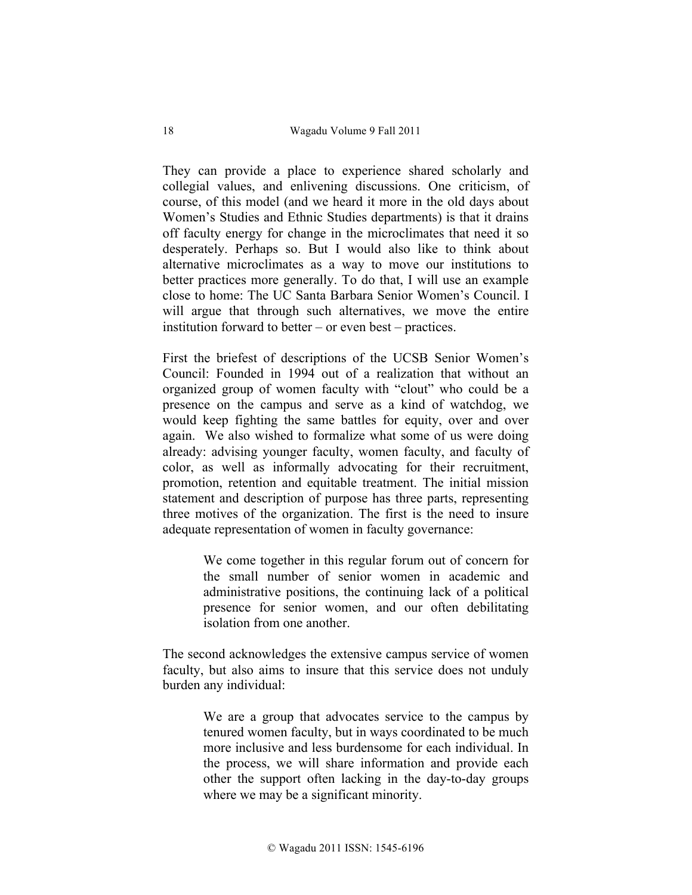They can provide a place to experience shared scholarly and collegial values, and enlivening discussions. One criticism, of course, of this model (and we heard it more in the old days about Women's Studies and Ethnic Studies departments) is that it drains off faculty energy for change in the microclimates that need it so desperately. Perhaps so. But I would also like to think about alternative microclimates as a way to move our institutions to better practices more generally. To do that, I will use an example close to home: The UC Santa Barbara Senior Women's Council. I will argue that through such alternatives, we move the entire institution forward to better – or even best – practices.

First the briefest of descriptions of the UCSB Senior Women's Council: Founded in 1994 out of a realization that without an organized group of women faculty with "clout" who could be a presence on the campus and serve as a kind of watchdog, we would keep fighting the same battles for equity, over and over again. We also wished to formalize what some of us were doing already: advising younger faculty, women faculty, and faculty of color, as well as informally advocating for their recruitment, promotion, retention and equitable treatment. The initial mission statement and description of purpose has three parts, representing three motives of the organization. The first is the need to insure adequate representation of women in faculty governance:

> We come together in this regular forum out of concern for the small number of senior women in academic and administrative positions, the continuing lack of a political presence for senior women, and our often debilitating isolation from one another.

The second acknowledges the extensive campus service of women faculty, but also aims to insure that this service does not unduly burden any individual:

> We are a group that advocates service to the campus by tenured women faculty, but in ways coordinated to be much more inclusive and less burdensome for each individual. In the process, we will share information and provide each other the support often lacking in the day-to-day groups where we may be a significant minority.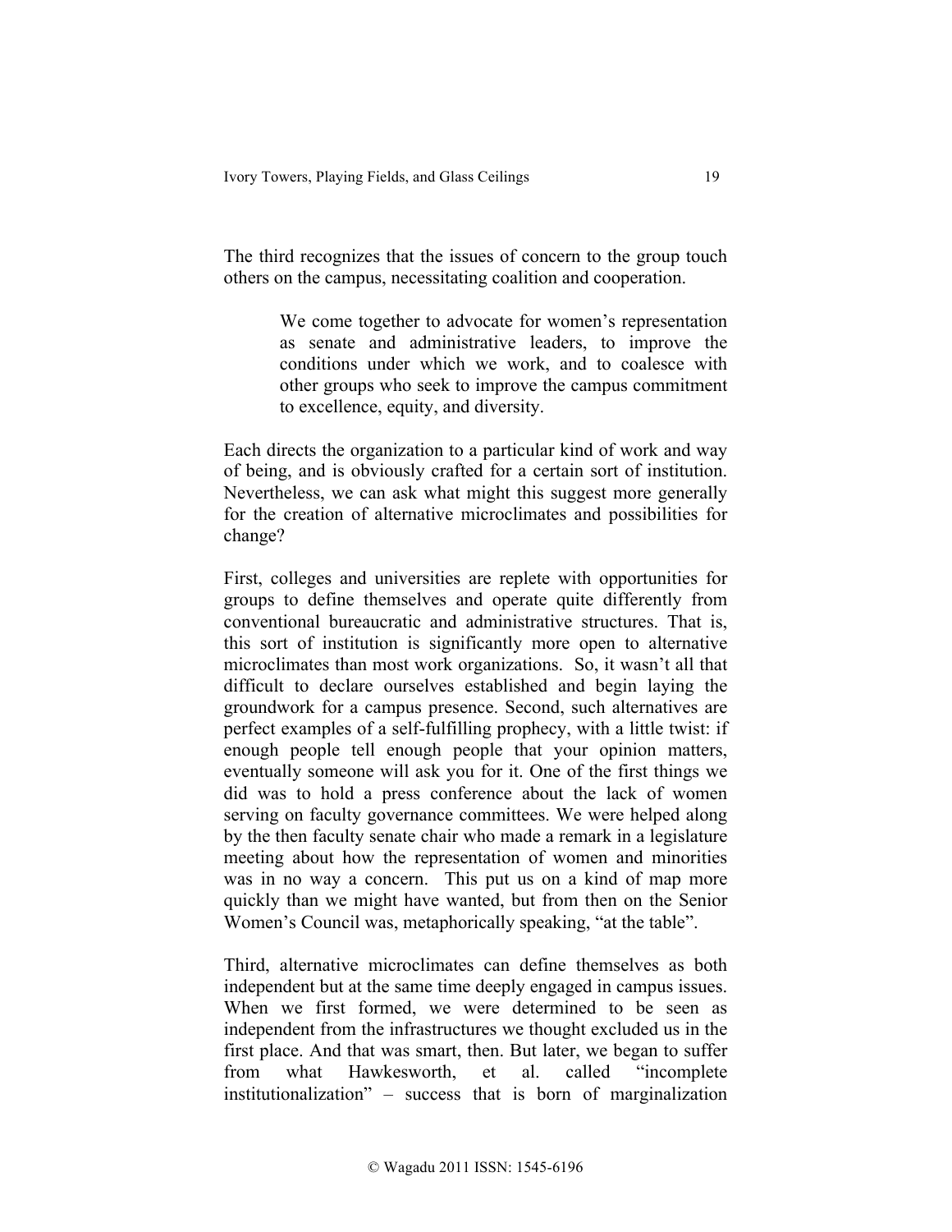The third recognizes that the issues of concern to the group touch others on the campus, necessitating coalition and cooperation.

> We come together to advocate for women's representation as senate and administrative leaders, to improve the conditions under which we work, and to coalesce with other groups who seek to improve the campus commitment to excellence, equity, and diversity.

Each directs the organization to a particular kind of work and way of being, and is obviously crafted for a certain sort of institution. Nevertheless, we can ask what might this suggest more generally for the creation of alternative microclimates and possibilities for change?

First, colleges and universities are replete with opportunities for groups to define themselves and operate quite differently from conventional bureaucratic and administrative structures. That is, this sort of institution is significantly more open to alternative microclimates than most work organizations. So, it wasn't all that difficult to declare ourselves established and begin laying the groundwork for a campus presence. Second, such alternatives are perfect examples of a self-fulfilling prophecy, with a little twist: if enough people tell enough people that your opinion matters, eventually someone will ask you for it. One of the first things we did was to hold a press conference about the lack of women serving on faculty governance committees. We were helped along by the then faculty senate chair who made a remark in a legislature meeting about how the representation of women and minorities was in no way a concern. This put us on a kind of map more quickly than we might have wanted, but from then on the Senior Women's Council was, metaphorically speaking, "at the table".

Third, alternative microclimates can define themselves as both independent but at the same time deeply engaged in campus issues. When we first formed, we were determined to be seen as independent from the infrastructures we thought excluded us in the first place. And that was smart, then. But later, we began to suffer from what Hawkesworth, et al. called "incomplete institutionalization" – success that is born of marginalization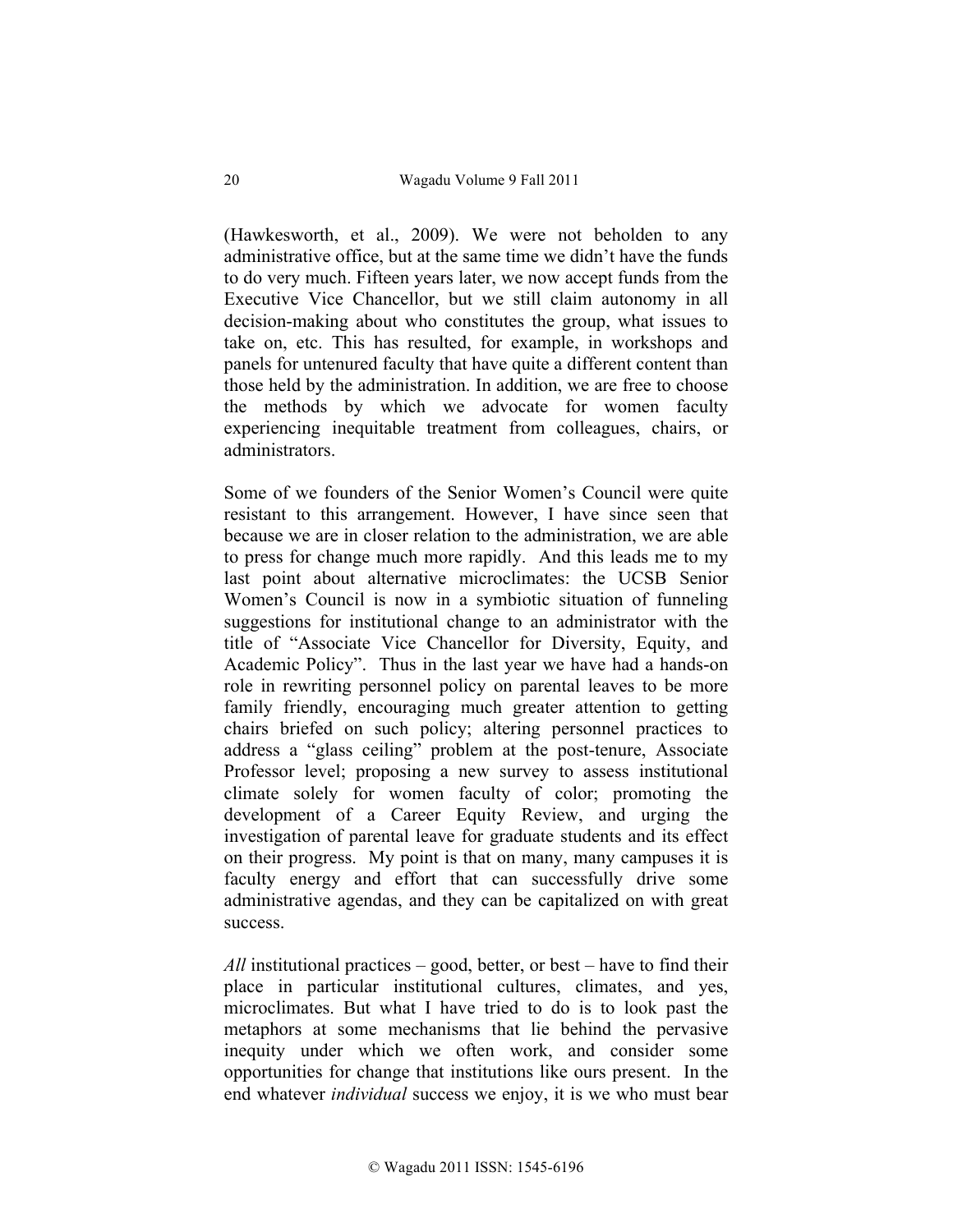(Hawkesworth, et al., 2009). We were not beholden to any administrative office, but at the same time we didn't have the funds to do very much. Fifteen years later, we now accept funds from the Executive Vice Chancellor, but we still claim autonomy in all decision-making about who constitutes the group, what issues to take on, etc. This has resulted, for example, in workshops and panels for untenured faculty that have quite a different content than those held by the administration. In addition, we are free to choose the methods by which we advocate for women faculty experiencing inequitable treatment from colleagues, chairs, or administrators.

Some of we founders of the Senior Women's Council were quite resistant to this arrangement. However, I have since seen that because we are in closer relation to the administration, we are able to press for change much more rapidly. And this leads me to my last point about alternative microclimates: the UCSB Senior Women's Council is now in a symbiotic situation of funneling suggestions for institutional change to an administrator with the title of "Associate Vice Chancellor for Diversity, Equity, and Academic Policy". Thus in the last year we have had a hands-on role in rewriting personnel policy on parental leaves to be more family friendly, encouraging much greater attention to getting chairs briefed on such policy; altering personnel practices to address a "glass ceiling" problem at the post-tenure, Associate Professor level; proposing a new survey to assess institutional climate solely for women faculty of color; promoting the development of a Career Equity Review, and urging the investigation of parental leave for graduate students and its effect on their progress. My point is that on many, many campuses it is faculty energy and effort that can successfully drive some administrative agendas, and they can be capitalized on with great success.

*All* institutional practices – good, better, or best – have to find their place in particular institutional cultures, climates, and yes, microclimates. But what I have tried to do is to look past the metaphors at some mechanisms that lie behind the pervasive inequity under which we often work, and consider some opportunities for change that institutions like ours present. In the end whatever *individual* success we enjoy, it is we who must bear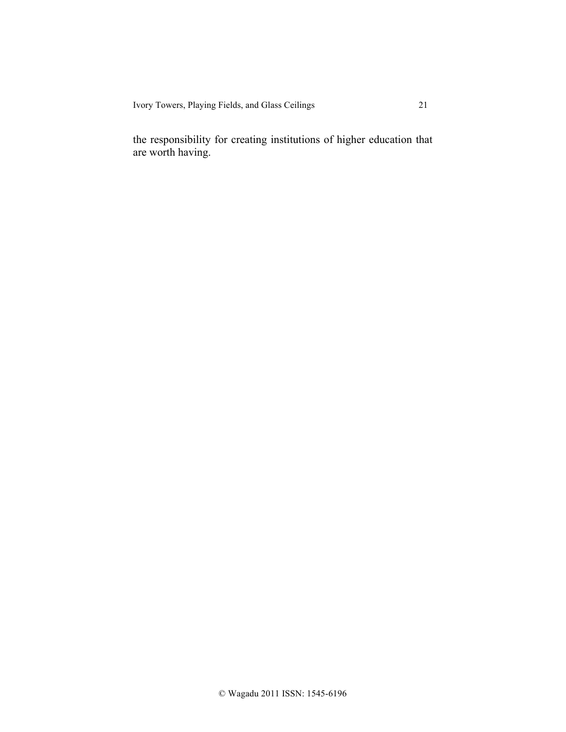the responsibility for creating institutions of higher education that are worth having.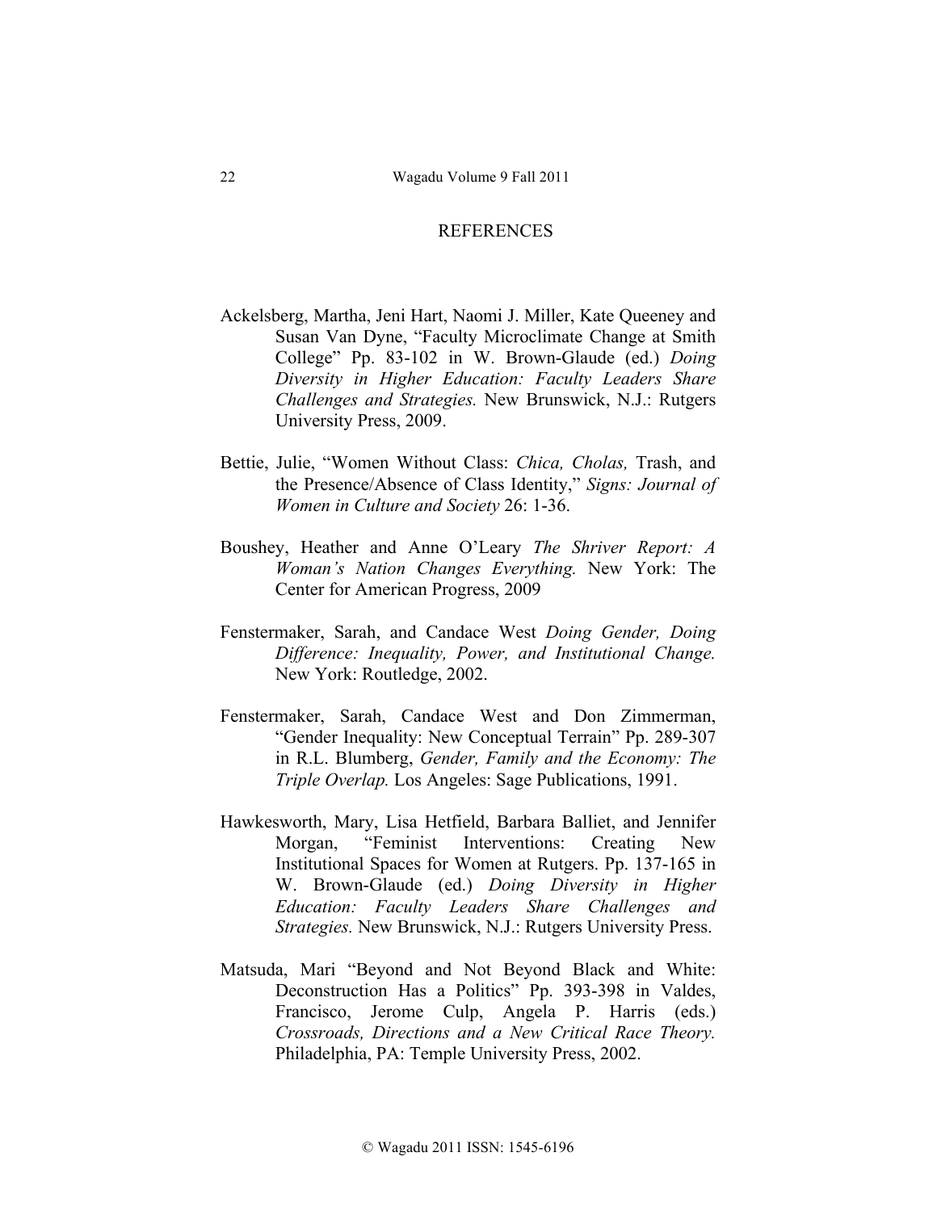## REFERENCES

Ackelsberg, Martha, Jeni Hart, Naomi J. Miller, Kate Queeney and Susan Van Dyne, "Faculty Microclimate Change at Smith College" Pp. 83-102 in W. Brown-Glaude (ed.) *Doing Diversity in Higher Education: Faculty Leaders Share Challenges and Strategies.* New Brunswick, N.J.: Rutgers University Press, 2009.

Bettie, Julie, "Women Without Class: *Chica, Cholas,* Trash, and the Presence/Absence of Class Identity," *Signs: Journal of Women in Culture and Society* 26: 1-36.

Boushey, Heather and Anne O'Leary *The Shriver Report: A Woman's Nation Changes Everything.* New York: The Center for American Progress, 2009

Fenstermaker, Sarah, and Candace West *Doing Gender, Doing Difference: Inequality, Power, and Institutional Change.* New York: Routledge, 2002.

Fenstermaker, Sarah, Candace West and Don Zimmerman, "Gender Inequality: New Conceptual Terrain" Pp. 289-307 in R.L. Blumberg, *Gender, Family and the Economy: The Triple Overlap.* Los Angeles: Sage Publications, 1991.

Hawkesworth, Mary, Lisa Hetfield, Barbara Balliet, and Jennifer Morgan, "Feminist Interventions: Creating New Institutional Spaces for Women at Rutgers. Pp. 137-165 in W. Brown-Glaude (ed.) *Doing Diversity in Higher Education: Faculty Leaders Share Challenges and Strategies.* New Brunswick, N.J.: Rutgers University Press.

Matsuda, Mari "Beyond and Not Beyond Black and White: Deconstruction Has a Politics" Pp. 393-398 in Valdes, Francisco, Jerome Culp, Angela P. Harris (eds.) *Crossroads, Directions and a New Critical Race Theory.* Philadelphia, PA: Temple University Press, 2002.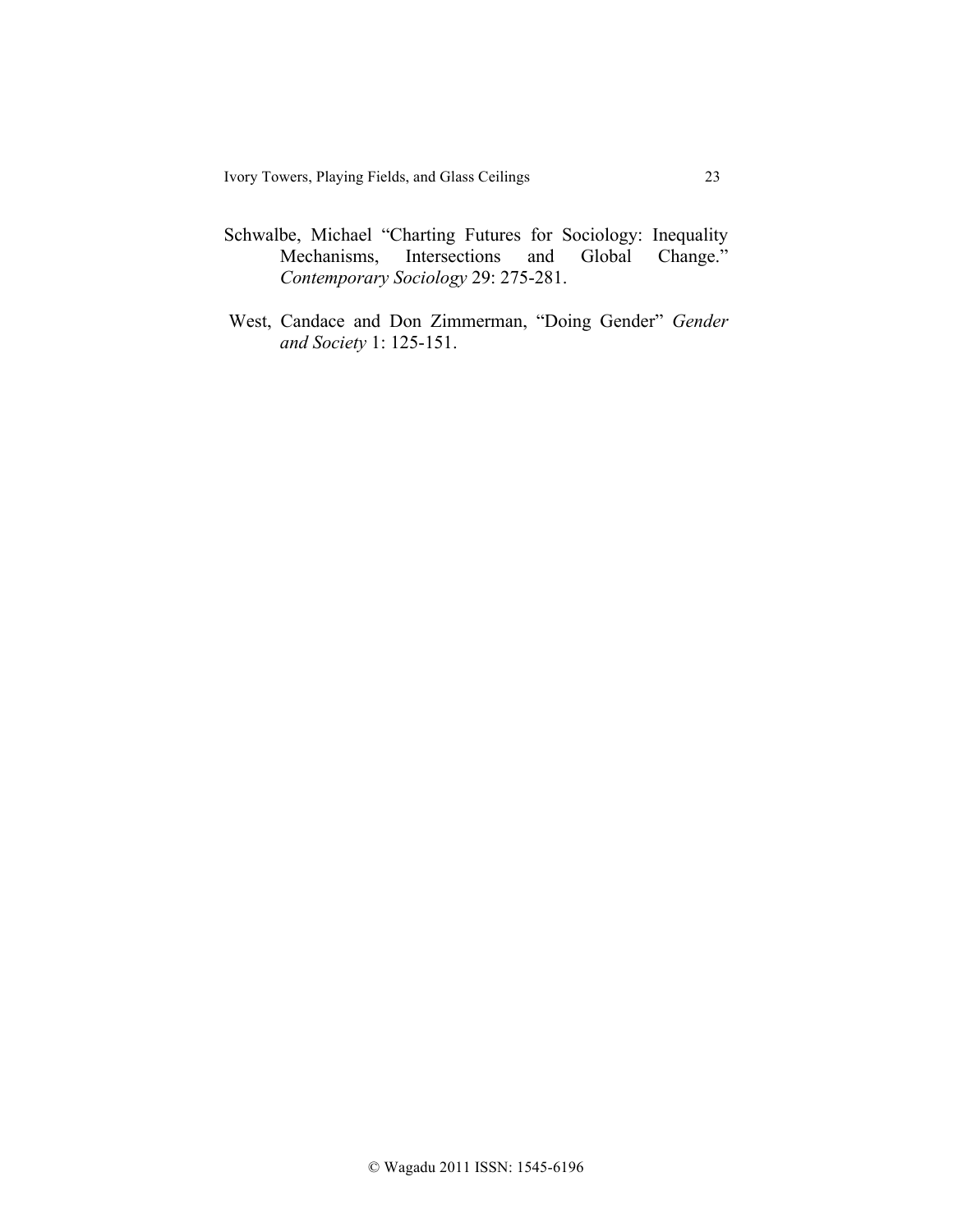Schwalbe, Michael "Charting Futures for Sociology: Inequality Mechanisms, Intersections and Global Change." *Contemporary Sociology* 29: 275-281.

West, Candace and Don Zimmerman, "Doing Gender" *Gender and Society* 1: 125-151.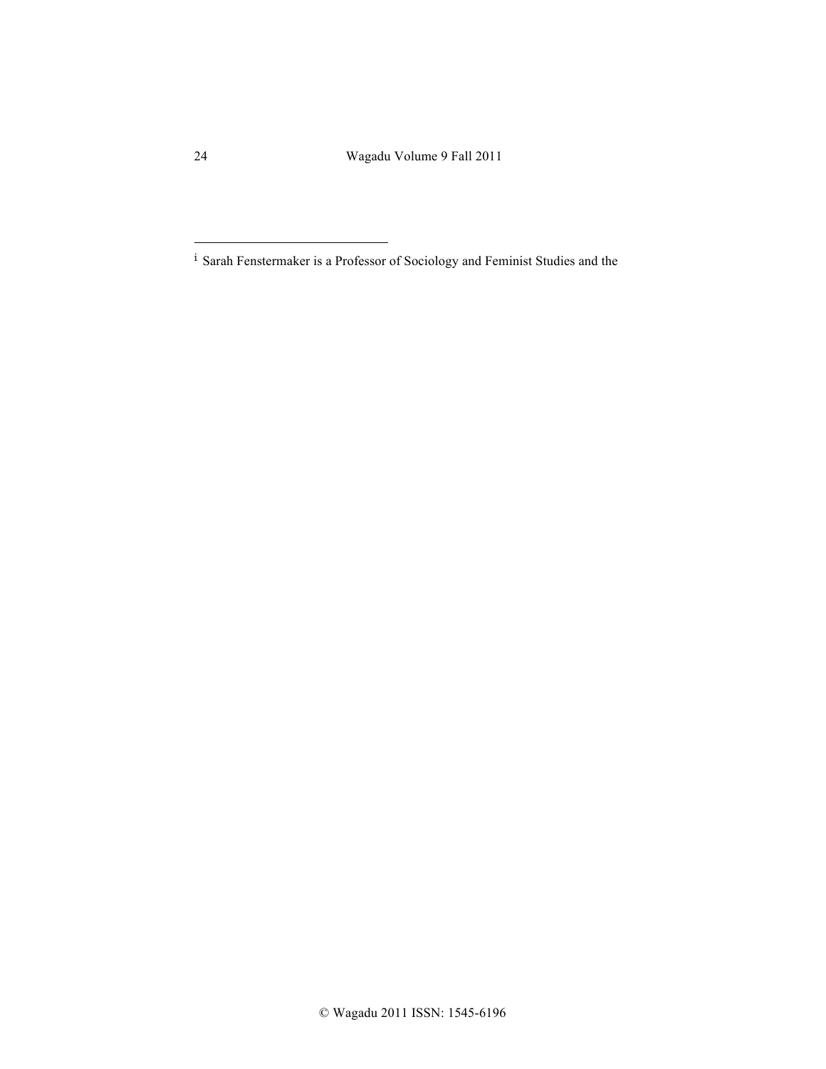---

[i] Sarah Fenstermaker is a Professor of Sociology and Feminist Studies and the